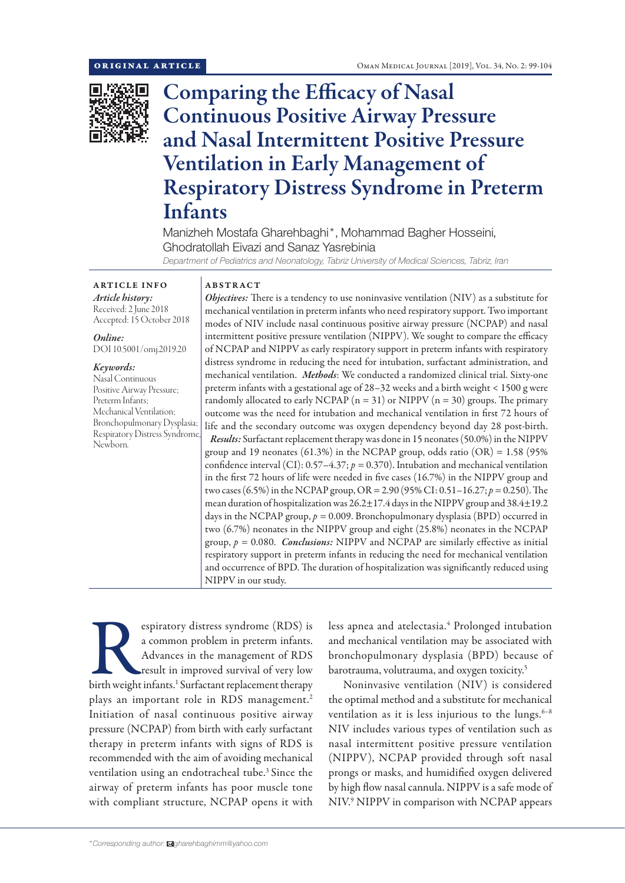ORIGINAL ARTICLE

# Comparing the Efficacy of Nasal Continuous Positive Airway Pressure and Nasal Intermittent Positive Pressure Ventilation in Early Management of Respiratory Distress Syndrome in Preterm Infants

Manizheh Mostafa Gharehbaghi*, Mohammad Bagher Hosseini, Ghodratollah Eivazi and Sanaz Yasrebinia

*Department of Pediatrics and Neonatology, Tabriz University of Medical Sciences, Tabriz, Iran*

## ARTICLE INFO

*Article history:*
Received: 2 June 2018
Accepted: 15 October 2018

*Online:*
DOI 10.5001/omj.2019.20

*Keywords:*
Nasal Continuous Positive Airway Pressure; Preterm Infants; Mechanical Ventilation; Bronchopulmonary Dysplasia; Respiratory Distress Syndrome, Newborn.

## ABSTRACT

***Objectives:*** There is a tendency to use noninvasive ventilation (NIV) as a substitute for mechanical ventilation in preterm infants who need respiratory support. Two important modes of NIV include nasal continuous positive airway pressure (NCPAP) and nasal intermittent positive pressure ventilation (NIPPV). We sought to compare the efficacy of NCPAP and NIPPV as early respiratory support in preterm infants with respiratory distress syndrome in reducing the need for intubation, surfactant administration, and mechanical ventilation. ***Methods***: We conducted a randomized clinical trial. Sixty-one preterm infants with a gestational age of 28–32 weeks and a birth weight < 1500 g were randomly allocated to early NCPAP (n = 31) or NIPPV (n = 30) groups. The primary outcome was the need for intubation and mechanical ventilation in first 72 hours of life and the secondary outcome was oxygen dependency beyond day 28 post-birth. ***Results:*** Surfactant replacement therapy was done in 15 neonates (50.0%) in the NIPPV group and 19 neonates (61.3%) in the NCPAP group, odds ratio (OR) = 1.58 (95% confidence interval (CI): 0.57–4.37; $p = 0.370$). Intubation and mechanical ventilation in the first 72 hours of life were needed in five cases (16.7%) in the NIPPV group and two cases (6.5%) in the NCPAP group, OR = 2.90 (95% CI: 0.51–16.27; $p = 0.250$). The mean duration of hospitalization was 26.2±17.4 days in the NIPPV group and 38.4±19.2 days in the NCPAP group, $p = 0.009$. Bronchopulmonary dysplasia (BPD) occurred in two (6.7%) neonates in the NIPPV group and eight (25.8%) neonates in the NCPAP group, $p = 0.080$. ***Conclusions:*** NIPPV and NCPAP are similarly effective as initial respiratory support in preterm infants in reducing the need for mechanical ventilation and occurrence of BPD. The duration of hospitalization was significantly reduced using NIPPV in our study.

Respiratory distress syndrome (RDS) is a common problem in preterm infants. Advances in the management of RDS result in improved survival of very low birth weight infants.[1] Surfactant replacement therapy plays an important role in RDS management.[2] Initiation of nasal continuous positive airway pressure (NCPAP) from birth with early surfactant therapy in preterm infants with signs of RDS is recommended with the aim of avoiding mechanical ventilation using an endotracheal tube.[3] Since the airway of preterm infants has poor muscle tone with compliant structure, NCPAP opens it with less apnea and atelectasia.[4] Prolonged intubation and mechanical ventilation may be associated with bronchopulmonary dysplasia (BPD) because of barotrauma, volutrauma, and oxygen toxicity.[5]

Noninvasive ventilation (NIV) is considered the optimal method and a substitute for mechanical ventilation as it is less injurious to the lungs.[6–8] NIV includes various types of ventilation such as nasal intermittent positive pressure ventilation (NIPPV), NCPAP provided through soft nasal prongs or masks, and humidified oxygen delivered by high flow nasal cannula. NIPPV is a safe mode of NIV.[9] NIPPV in comparison with NCPAP appears

*Corresponding author: gharehbaghimm@yahoo.com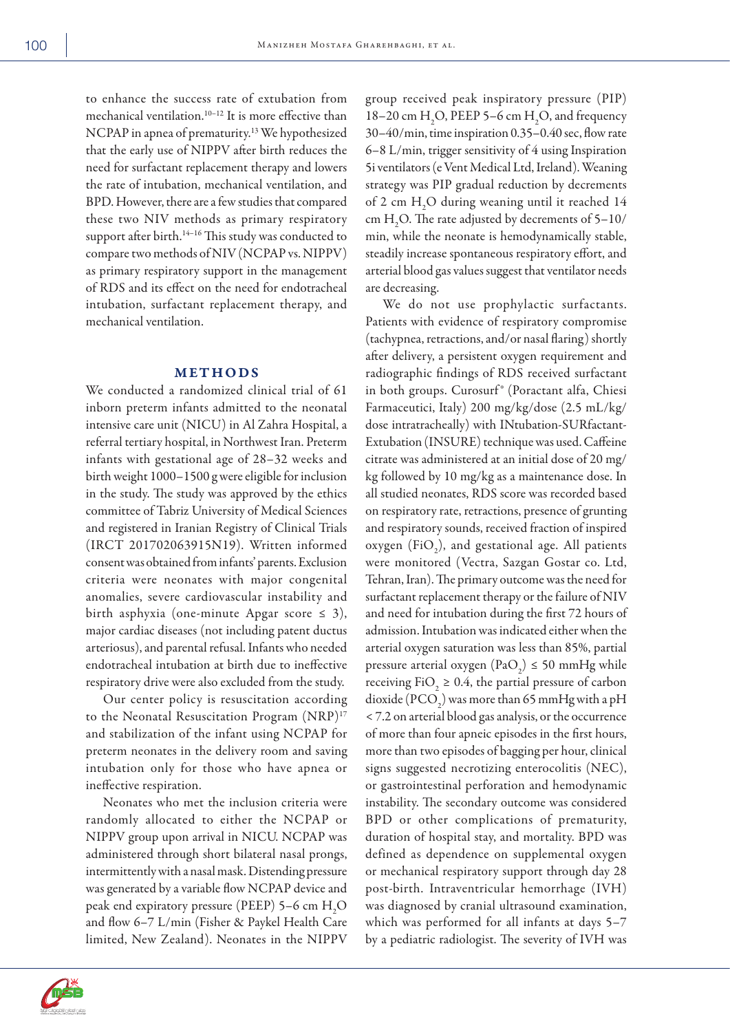to enhance the success rate of extubation from mechanical ventilation.[10–12] It is more effective than NCPAP in apnea of prematurity.[13] We hypothesized that the early use of NIPPV after birth reduces the need for surfactant replacement therapy and lowers the rate of intubation, mechanical ventilation, and BPD. However, there are a few studies that compared these two NIV methods as primary respiratory support after birth.[14–16] This study was conducted to compare two methods of NIV (NCPAP vs. NIPPV) as primary respiratory support in the management of RDS and its effect on the need for endotracheal intubation, surfactant replacement therapy, and mechanical ventilation.

## METHODS

We conducted a randomized clinical trial of 61 inborn preterm infants admitted to the neonatal intensive care unit (NICU) in Al Zahra Hospital, a referral tertiary hospital, in Northwest Iran. Preterm infants with gestational age of 28–32 weeks and birth weight 1000–1500 g were eligible for inclusion in the study. The study was approved by the ethics committee of Tabriz University of Medical Sciences and registered in Iranian Registry of Clinical Trials (IRCT 201702063915N19). Written informed consent was obtained from infants' parents. Exclusion criteria were neonates with major congenital anomalies, severe cardiovascular instability and birth asphyxia (one-minute Apgar score ≤ 3), major cardiac diseases (not including patent ductus arteriosus), and parental refusal. Infants who needed endotracheal intubation at birth due to ineffective respiratory drive were also excluded from the study.

Our center policy is resuscitation according to the Neonatal Resuscitation Program (NRP)[17] and stabilization of the infant using NCPAP for preterm neonates in the delivery room and saving intubation only for those who have apnea or ineffective respiration.

Neonates who met the inclusion criteria were randomly allocated to either the NCPAP or NIPPV group upon arrival in NICU. NCPAP was administered through short bilateral nasal prongs, intermittently with a nasal mask. Distending pressure was generated by a variable flow NCPAP device and peak end expiratory pressure (PEEP) 5–6 cm $H_2O$ and flow 6–7 L/min (Fisher & Paykel Health Care limited, New Zealand). Neonates in the NIPPV group received peak inspiratory pressure (PIP) 18–20 cm $H_2O$, PEEP 5–6 cm $H_2O$, and frequency 30–40/min, time inspiration 0.35–0.40 sec, flow rate 6–8 L/min, trigger sensitivity of 4 using Inspiration 5i ventilators (e Vent Medical Ltd, Ireland). Weaning strategy was PIP gradual reduction by decrements of 2 cm $H_2O$ during weaning until it reached 14 cm $H_2O$. The rate adjusted by decrements of 5–10/min, while the neonate is hemodynamically stable, steadily increase spontaneous respiratory effort, and arterial blood gas values suggest that ventilator needs are decreasing.

We do not use prophylactic surfactants. Patients with evidence of respiratory compromise (tachypnea, retractions, and/or nasal flaring) shortly after delivery, a persistent oxygen requirement and radiographic findings of RDS received surfactant in both groups. Curosurf® (Poractant alfa, Chiesi Farmaceutici, Italy) 200 mg/kg/dose (2.5 mL/kg/dose intratracheally) with INtubation-SURfactant-Extubation (INSURE) technique was used. Caffeine citrate was administered at an initial dose of 20 mg/kg followed by 10 mg/kg as a maintenance dose. In all studied neonates, RDS score was recorded based on respiratory rate, retractions, presence of grunting and respiratory sounds, received fraction of inspired oxygen ($FiO_2$), and gestational age. All patients were monitored (Vectra, Sazgan Gostar co. Ltd, Tehran, Iran). The primary outcome was the need for surfactant replacement therapy or the failure of NIV and need for intubation during the first 72 hours of admission. Intubation was indicated either when the arterial oxygen saturation was less than 85%, partial pressure arterial oxygen ($PaO_2$) ≤ 50 mmHg while receiving $FiO_2$ ≥ 0.4, the partial pressure of carbon dioxide ($PCO_2$) was more than 65 mmHg with a pH < 7.2 on arterial blood gas analysis, or the occurrence of more than four apneic episodes in the first hours, more than two episodes of bagging per hour, clinical signs suggested necrotizing enterocolitis (NEC), or gastrointestinal perforation and hemodynamic instability. The secondary outcome was considered BPD or other complications of prematurity, duration of hospital stay, and mortality. BPD was defined as dependence on supplemental oxygen or mechanical respiratory support through day 28 post-birth. Intraventricular hemorrhage (IVH) was diagnosed by cranial ultrasound examination, which was performed for all infants at days 5–7 by a pediatric radiologist. The severity of IVH was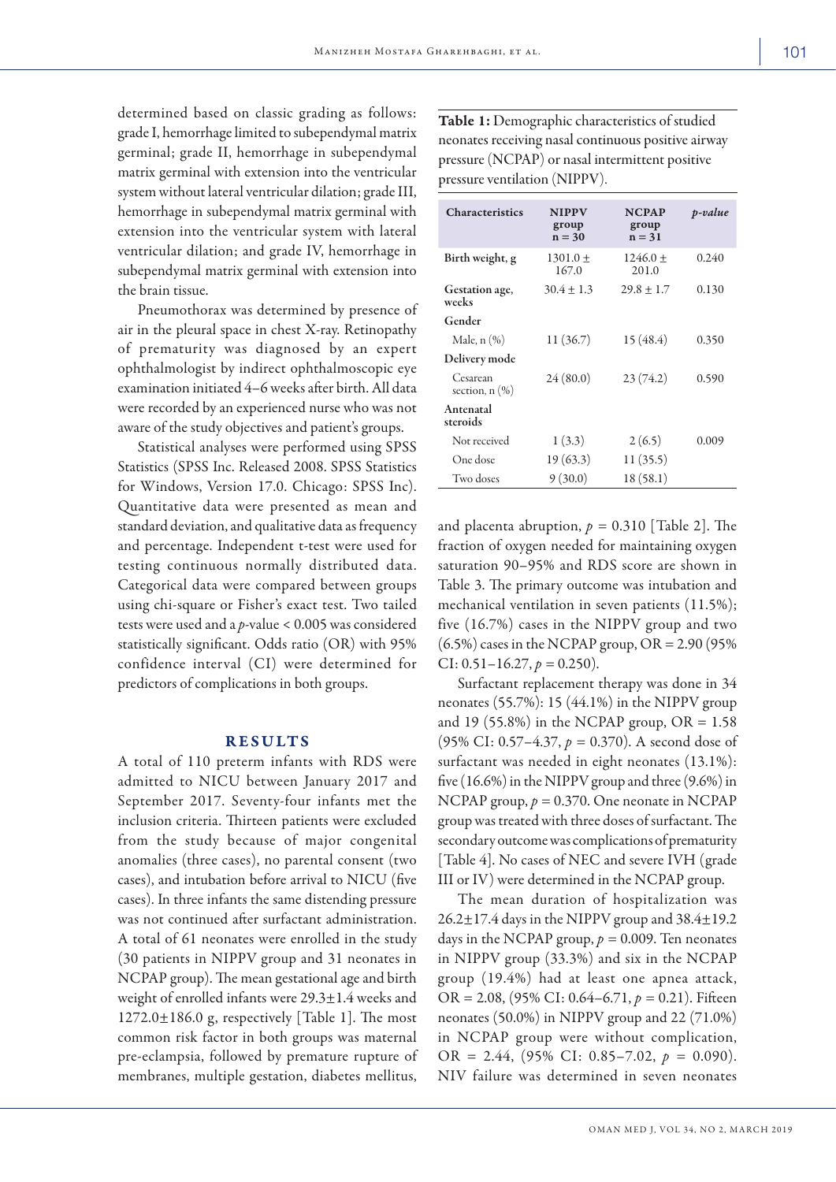determined based on classic grading as follows: grade I, hemorrhage limited to subependymal matrix germinal; grade II, hemorrhage in subependymal matrix germinal with extension into the ventricular system without lateral ventricular dilation; grade III, hemorrhage in subependymal matrix germinal with extension into the ventricular system with lateral ventricular dilation; and grade IV, hemorrhage in subependymal matrix germinal with extension into the brain tissue.

Pneumothorax was determined by presence of air in the pleural space in chest X-ray. Retinopathy of prematurity was diagnosed by an expert ophthalmologist by indirect ophthalmoscopic eye examination initiated 4–6 weeks after birth. All data were recorded by an experienced nurse who was not aware of the study objectives and patient's groups.

Statistical analyses were performed using SPSS Statistics (SPSS Inc. Released 2008. SPSS Statistics for Windows, Version 17.0. Chicago: SPSS Inc). Quantitative data were presented as mean and standard deviation, and qualitative data as frequency and percentage. Independent t-test were used for testing continuous normally distributed data. Categorical data were compared between groups using chi-square or Fisher's exact test. Two tailed tests were used and a $p$-value < 0.005 was considered statistically significant. Odds ratio (OR) with 95% confidence interval (CI) were determined for predictors for complications in both groups.

## RESULTS

A total of 110 preterm infants with RDS were admitted to NICU between January 2017 and September 2017. Seventy-four infants met the inclusion criteria. Thirteen patients were excluded from the study because of major congenital anomalies (three cases), no parental consent (two cases), and intubation before arrival to NICU (five cases). In three infants the same distending pressure was not continued after surfactant administration. A total of 61 neonates were enrolled in the study (30 patients in NIPPV group and 31 neonates in NCPAP group). The mean gestational age and birth weight of enrolled infants were 29.3±1.4 weeks and 1272.0±186.0 g, respectively [Table 1]. The most common risk factor in both groups was maternal pre-eclampsia, followed by premature rupture of membranes, multiple gestation, diabetes mellitus, and placenta abruption, $p = 0.310$ [Table 2]. The fraction of oxygen needed for maintaining oxygen saturation 90–95% and RDS score are shown in Table 3. The primary outcome was intubation and mechanical ventilation in seven patients (11.5%); five (16.7%) cases in the NIPPV group and two (6.5%) cases in the NCPAP group, OR = 2.90 (95% CI: 0.51–16.27, $p = 0.250$).

**Table 1:** Demographic characteristics of studied neonates receiving nasal continuous positive airway pressure (NCPAP) or nasal intermittent positive pressure ventilation (NIPPV).

| Characteristics | NIPPV group n = 30 | NCPAP group n = 31 | *p-value* |
|---|---|---|---|
| Birth weight, g | 1301.0 ± 167.0 | 1246.0 ± 201.0 | 0.240 |
| Gestation age, weeks | 30.4 ± 1.3 | 29.8 ± 1.7 | 0.130 |
| **Gender** | | | |
| Male, n (%) | 11 (36.7) | 15 (48.4) | 0.350 |
| **Delivery mode** | | | |
| Cesarean section, n (%) | 24 (80.0) | 23 (74.2) | 0.590 |
| **Antenatal steroids** | | | |
| Not received | 1 (3.3) | 2 (6.5) | 0.009 |
| One dose | 19 (63.3) | 11 (35.5) | |
| Two doses | 9 (30.0) | 18 (58.1) | |

Surfactant replacement therapy was done in 34 neonates (55.7%): 15 (44.1%) in the NIPPV group and 19 (55.8%) in the NCPAP group, OR = 1.58 (95% CI: 0.57–4.37, $p = 0.370$). A second dose of surfactant was needed in eight neonates (13.1%): five (16.6%) in the NIPPV group and three (9.6%) in NCPAP group, $p = 0.370$. One neonate in NCPAP group was treated with three doses of surfactant. The secondary outcome was complications of prematurity [Table 4]. No cases of NEC and severe IVH (grade III or IV) were determined in the NCPAP group.

The mean duration of hospitalization was 26.2±17.4 days in the NIPPV group and 38.4±19.2 days in the NCPAP group, $p = 0.009$. Ten neonates in NIPPV group (33.3%) and six in the NCPAP group (19.4%) had at least one apnea attack, OR = 2.08, (95% CI: 0.64–6.71, $p = 0.21$). Fifteen neonates (50.0%) in NIPPV group and 22 (71.0%) in NCPAP group were without complication, OR = 2.44, (95% CI: 0.85–7.02, $p = 0.090$). NIV failure was determined in seven neonates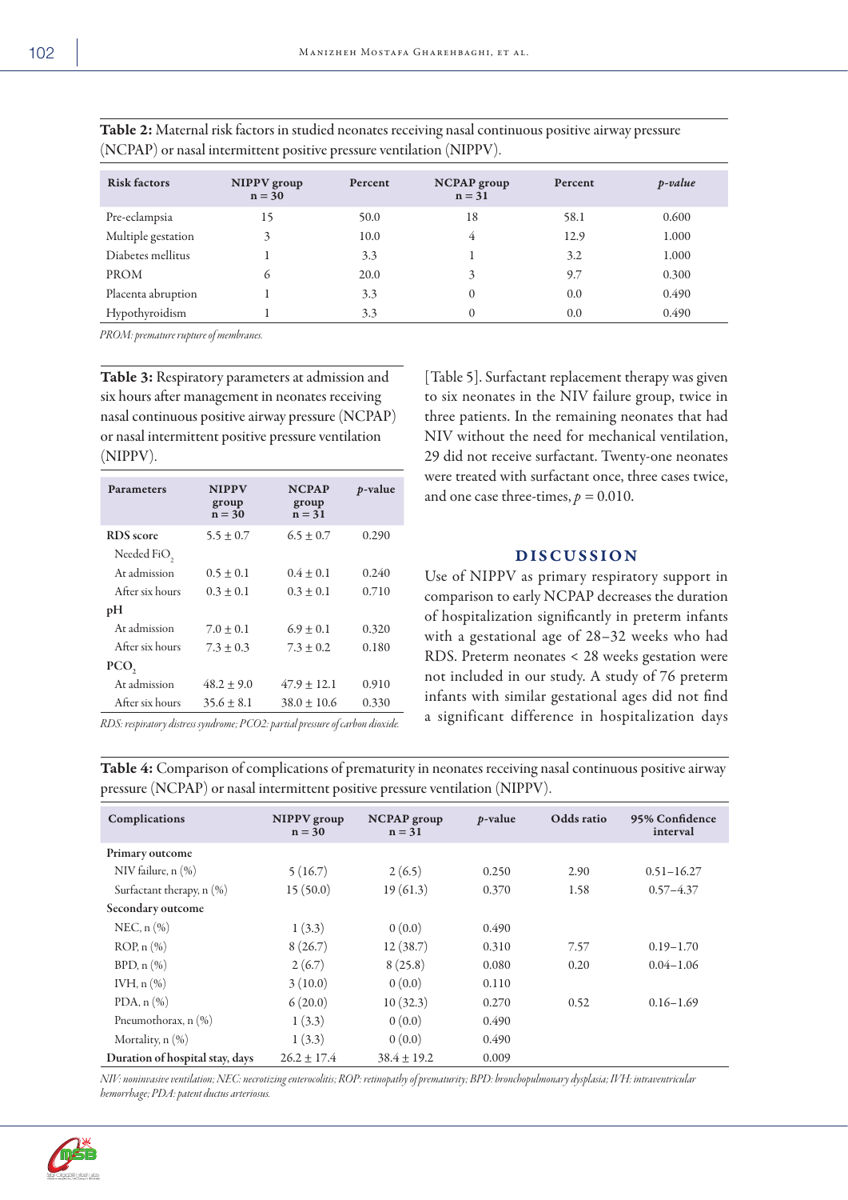**Table 2:** Maternal risk factors in studied neonates receiving nasal continuous positive airway pressure (NCPAP) or nasal intermittent positive pressure ventilation (NIPPV).

| Risk factors | NIPPV group n = 30 | Percent | NCPAP group n = 31 | Percent | *p-value* |
|---|---|---|---|---|---|
| Pre-eclampsia | 15 | 50.0 | 18 | 58.1 | 0.600 |
| Multiple gestation | 3 | 10.0 | 4 | 12.9 | 1.000 |
| Diabetes mellitus | 1 | 3.3 | 1 | 3.2 | 1.000 |
| PROM | 6 | 20.0 | 3 | 9.7 | 0.300 |
| Placenta abruption | 1 | 3.3 | 0 | 0.0 | 0.490 |
| Hypothyroidism | 1 | 3.3 | 0 | 0.0 | 0.490 |

*PROM: premature rupture of membranes.*

**Table 3:** Respiratory parameters at admission and six hours after management in neonates receiving nasal continuous positive airway pressure (NCPAP) or nasal intermittent positive pressure ventilation (NIPPV).

| Parameters | NIPPV group n = 30 | NCPAP group n = 31 | *p*-value |
|---|---|---|---|
| **RDS score** | 5.5 ± 0.7 | 6.5 ± 0.7 | 0.290 |
| Needed $FiO_2$ | | | |
| At admission | 0.5 ± 0.1 | 0.4 ± 0.1 | 0.240 |
| After six hours | 0.3 ± 0.1 | 0.3 ± 0.1 | 0.710 |
| **pH** | | | |
| At admission | 7.0 ± 0.1 | 6.9 ± 0.1 | 0.320 |
| After six hours | 7.3 ± 0.3 | 7.3 ± 0.2 | 0.180 |
| **$PCO_2$** | | | |
| At admission | 48.2 ± 9.0 | 47.9 ± 12.1 | 0.910 |
| After six hours | 35.6 ± 8.1 | 38.0 ± 10.6 | 0.330 |

*RDS: respiratory distress syndrome; PCO2: partial pressure of carbon dioxide.*

[Table 5]. Surfactant replacement therapy was given to six neonates in the NIV failure group, twice in three patients. In the remaining neonates that had NIV without the need for mechanical ventilation, 29 did not receive surfactant. Twenty-one neonates were treated with surfactant once, three cases twice, and one case three-times, $p = 0.010$.

## DISCUSSION

Use of NIPPV as primary respiratory support in comparison to early NCPAP decreases the duration of hospitalization significantly in preterm infants with a gestational age of 28–32 weeks who had RDS. Preterm neonates < 28 weeks gestation were not included in our study. A study of 76 preterm infants with similar gestational ages did not find a significant difference in hospitalization days

**Table 4:** Comparison of complications of prematurity in neonates receiving nasal continuous positive airway pressure (NCPAP) or nasal intermittent positive pressure ventilation (NIPPV).

| Complications | NIPPV group n = 30 | NCPAP group n = 31 | *p*-value | Odds ratio | 95% Confidence interval |
|---|---|---|---|---|---|
| **Primary outcome** | | | | | |
| NIV failure, n (%) | 5 (16.7) | 2 (6.5) | 0.250 | 2.90 | 0.51–16.27 |
| Surfactant therapy, n (%) | 15 (50.0) | 19 (61.3) | 0.370 | 1.58 | 0.57–4.37 |
| **Secondary outcome** | | | | | |
| NEC, n (%) | 1 (3.3) | 0 (0.0) | 0.490 | | |
| ROP, n (%) | 8 (26.7) | 12 (38.7) | 0.310 | 7.57 | 0.19–1.70 |
| BPD, n (%) | 2 (6.7) | 8 (25.8) | 0.080 | 0.20 | 0.04–1.06 |
| IVH, n (%) | 3 (10.0) | 0 (0.0) | 0.110 | | |
| PDA, n (%) | 6 (20.0) | 10 (32.3) | 0.270 | 0.52 | 0.16–1.69 |
| Pneumothorax, n (%) | 1 (3.3) | 0 (0.0) | 0.490 | | |
| Mortality, n (%) | 1 (3.3) | 0 (0.0) | 0.490 | | |
| **Duration of hospital stay, days** | 26.2 ± 17.4 | 38.4 ± 19.2 | 0.009 | | |

*NIV: noninvasive ventilation; NEC: necrotizing enterocolitis; ROP: retinopathy of prematurity; BPD: bronchopulmonary dysplasia; IVH: intraventricular hemorrhage; PDA: patent ductus arteriosus.*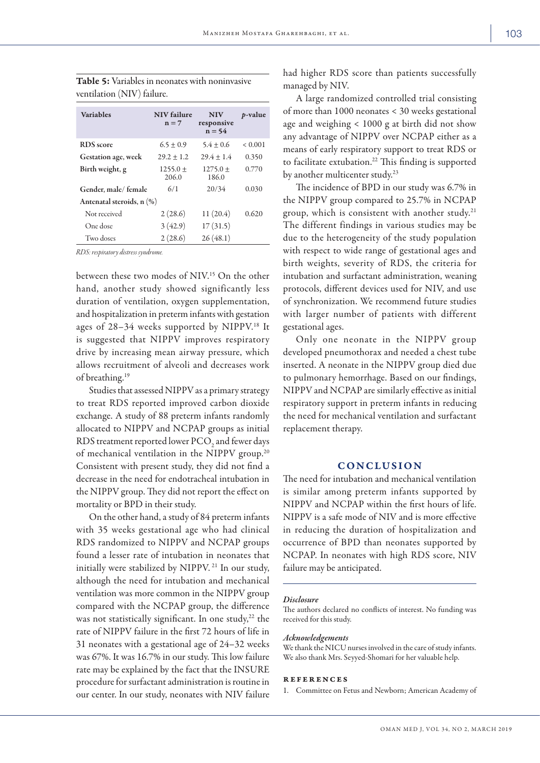**Table 5:** Variables in neonates with noninvasive ventilation (NIV) failure.

| Variables | NIV failure n = 7 | NIV responsive n = 54 | *p*-value |
|---|---|---|---|
| RDS score | 6.5 ± 0.9 | 5.4 ± 0.6 | < 0.001 |
| Gestation age, week | 29.2 ± 1.2 | 29.4 ± 1.4 | 0.350 |
| Birth weight, g | 1255.0 ± 206.0 | 1275.0 ± 186.0 | 0.770 |
| Gender, male/ female | 6/1 | 20/34 | 0.030 |
| Antenatal steroids, n (%) | | | |
| Not received | 2 (28.6) | 11 (20.4) | 0.620 |
| One dose | 3 (42.9) | 17 (31.5) | |
| Two doses | 2 (28.6) | 26 (48.1) | |

*RDS: respiratory distress syndrome.*

between these two modes of NIV.[15] On the other hand, another study showed significantly less duration of ventilation, oxygen supplementation, and hospitalization in preterm infants with gestation ages of 28–34 weeks supported by NIPPV.[18] It is suggested that NIPPV improves respiratory drive by increasing mean airway pressure, which allows recruitment of alveoli and decreases work of breathing.[19]

Studies that assessed NIPPV as a primary strategy to treat RDS reported improved carbon dioxide exchange. A study of 88 preterm infants randomly allocated to NIPPV and NCPAP groups as initial RDS treatment reported lower $PCO_2$ and fewer days of mechanical ventilation in the NIPPV group.[20] Consistent with present study, they did not find a decrease in the need for endotracheal intubation in the NIPPV group. They did not report the effect on mortality or BPD in their study.

On the other hand, a study of 84 preterm infants with 35 weeks gestational age who had clinical RDS randomized to NIPPV and NCPAP groups found a lesser rate of intubation in neonates that initially were stabilized by NIPPV.[21] In our study, although the need for intubation and mechanical ventilation was more common in the NIPPV group compared with the NCPAP group, the difference was not statistically significant. In one study,[22] the rate of NIPPV failure in the first 72 hours of life in 31 neonates with a gestational age of 24–32 weeks was 67%. It was 16.7% in our study. This low failure rate may be explained by the fact that the INSURE procedure for surfactant administration is routine in our center. In our study, neonates with NIV failure had higher RDS score than patients successfully managed by NIV.

A large randomized controlled trial consisting of more than 1000 neonates < 30 weeks gestational age and weighing < 1000 g at birth did not show any advantage of NIPPV over NCPAP either as a means of early respiratory support to treat RDS or to facilitate extubation.[22] This finding is supported by another multicenter study.[23]

The incidence of BPD in our study was 6.7% in the NIPPV group compared to 25.7% in NCPAP group, which is consistent with another study.[21] The different findings in various studies may be due to the heterogeneity of the study population with respect to wide range of gestational ages and birth weights, severity of RDS, the criteria for intubation and surfactant administration, weaning protocols, different devices used for NIV, and use of synchronization. We recommend future studies with larger number of patients with different gestational ages.

Only one neonate in the NIPPV group developed pneumothorax and needed a chest tube inserted. A neonate in the NIPPV group died due to pulmonary hemorrhage. Based on our findings, NIPPV and NCPAP are similarly effective as initial respiratory support in preterm infants in reducing the need for mechanical ventilation and surfactant replacement therapy.

## CONCLUSION

The need for intubation and mechanical ventilation is similar among preterm infants supported by NIPPV and NCPAP within the first hours of life. NIPPV is a safe mode of NIV and is more effective in reducing the duration of hospitalization and occurrence of BPD than neonates supported by NCPAP. In neonates with high RDS score, NIV failure may be anticipated.

### *Disclosure*

The authors declared no conflicts of interest. No funding was received for this study.

### *Acknowledgements*

We thank the NICU nurses involved in the care of study infants. We also thank Mrs. Seyyed-Shomari for her valuable help.

## REFERENCES

1. Committee on Fetus and Newborn; American Academy of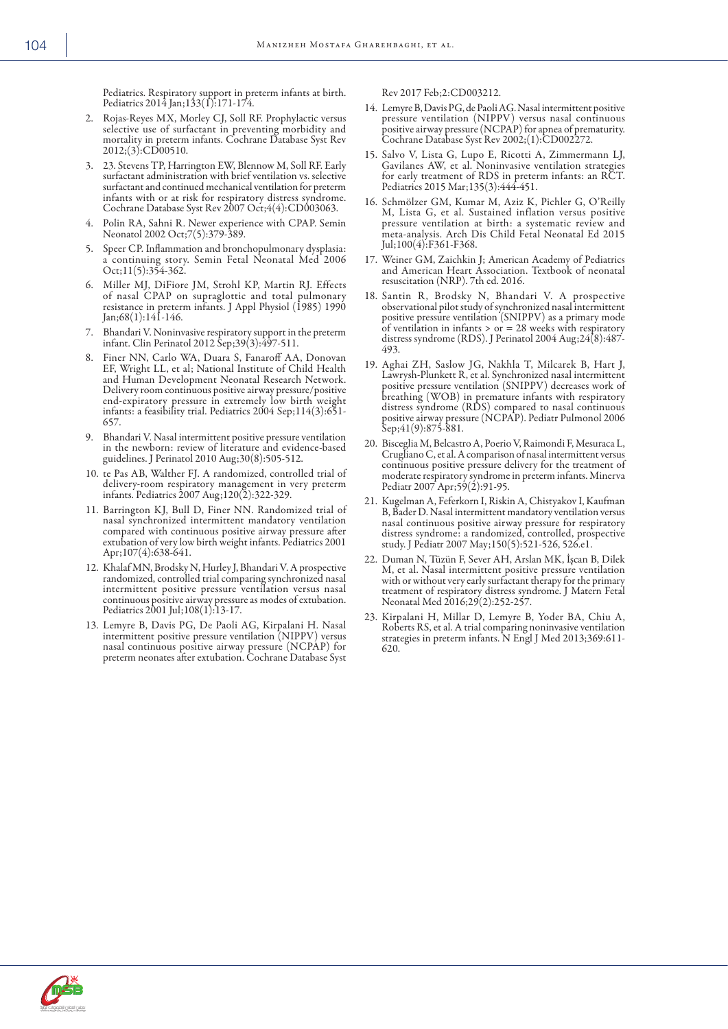Pediatrics. Respiratory support in preterm infants at birth. Pediatrics 2014 Jan;133(1):171-174.

2. Rojas-Reyes MX, Morley CJ, Soll RF. Prophylactic versus selective use of surfactant in preventing morbidity and mortality in preterm infants. Cochrane Database Syst Rev 2012;(3):CD00510.
3. 23. Stevens TP, Harrington EW, Blennow M, Soll RF. Early surfactant administration with brief ventilation vs. selective surfactant and continued mechanical ventilation for preterm infants with or at risk for respiratory distress syndrome. Cochrane Database Syst Rev 2007 Oct;4(4):CD003063.
4. Polin RA, Sahni R. Newer experience with CPAP. Semin Neonatol 2002 Oct;7(5):379-389.
5. Speer CP. Inflammation and bronchopulmonary dysplasia: a continuing story. Semin Fetal Neonatal Med 2006 Oct;11(5):354-362.
6. Miller MJ, DiFiore JM, Strohl KP, Martin RJ. Effects of nasal CPAP on supraglottic and total pulmonary resistance in preterm infants. J Appl Physiol (1985) 1990 Jan;68(1):141-146.
7. Bhandari V. Noninvasive respiratory support in the preterm infant. Clin Perinatol 2012 Sep;39(3):497-511.
8. Finer NN, Carlo WA, Duara S, Fanaroff AA, Donovan EF, Wright LL, et al; National Institute of Child Health and Human Development Neonatal Research Network. Delivery room continuous positive airway pressure/positive end-expiratory pressure in extremely low birth weight infants: a feasibility trial. Pediatrics 2004 Sep;114(3):651-657.
9. Bhandari V. Nasal intermittent positive pressure ventilation in the newborn: review of literature and evidence-based guidelines. J Perinatol 2010 Aug;30(8):505-512.
10. te Pas AB, Walther FJ. A randomized, controlled trial of delivery-room respiratory management in very preterm infants. Pediatrics 2007 Aug;120(2):322-329.
11. Barrington KJ, Bull D, Finer NN. Randomized trial of nasal synchronized intermittent mandatory ventilation compared with continuous positive airway pressure after extubation of very low birth weight infants. Pediatrics 2001 Apr;107(4):638-641.
12. Khalaf MN, Brodsky N, Hurley J, Bhandari V. A prospective randomized, controlled trial comparing synchronized nasal intermittent positive pressure ventilation versus nasal continuous positive airway pressure as modes of extubation. Pediatrics 2001 Jul;108(1):13-17.
13. Lemyre B, Davis PG, De Paoli AG, Kirpalani H. Nasal intermittent positive pressure ventilation (NIPPV) versus nasal continuous positive airway pressure (NCPAP) for preterm neonates after extubation. Cochrane Database Syst Rev 2017 Feb;2:CD003212.
14. Lemyre B, Davis PG, de Paoli AG. Nasal intermittent positive pressure ventilation (NIPPV) versus nasal continuous positive airway pressure (NCPAP) for apnea of prematurity. Cochrane Database Syst Rev 2002;(1):CD002272.
15. Salvo V, Lista G, Lupo E, Ricotti A, Zimmermann LJ, Gavilanes AW, et al. Noninvasive ventilation strategies for early treatment of RDS in preterm infants: an RCT. Pediatrics 2015 Mar;135(3):444-451.
16. Schmölzer GM, Kumar M, Aziz K, Pichler G, O'Reilly M, Lista G, et al. Sustained inflation versus positive pressure ventilation at birth: a systematic review and meta-analysis. Arch Dis Child Fetal Neonatal Ed 2015 Jul;100(4):F361-F368.
17. Weiner GM, Zaichkin J; American Academy of Pediatrics and American Heart Association. Textbook of neonatal resuscitation (NRP). 7th ed. 2016.
18. Santin R, Brodsky N, Bhandari V. A prospective observational pilot study of synchronized nasal intermittent positive pressure ventilation (SNIPPV) as a primary mode of ventilation in infants > or = 28 weeks with respiratory distress syndrome (RDS). J Perinatol 2004 Aug;24(8):487-493.
19. Aghai ZH, Saslow JG, Nakhla T, Milcarek B, Hart J, Lawrysh-Plunkett R, et al. Synchronized nasal intermittent positive pressure ventilation (SNIPPV) decreases work of breathing (WOB) in premature infants with respiratory distress syndrome (RDS) compared to nasal continuous positive airway pressure (NCPAP). Pediatr Pulmonol 2006 Sep;41(9):875-881.
20. Bisceglia M, Belcastro A, Poerio V, Raimondi F, Mesuraca L, Crugliano C, et al. A comparison of nasal intermittent versus continuous positive pressure delivery for the treatment of moderate respiratory syndrome in preterm infants. Minerva Pediatr 2007 Apr;59(2):91-95.
21. Kugelman A, Feferkorn I, Riskin A, Chistyakov I, Kaufman B, Bader D. Nasal intermittent mandatory ventilation versus nasal continuous positive airway pressure for respiratory distress syndrome: a randomized, controlled, prospective study. J Pediatr 2007 May;150(5):521-526, 526.e1.
22. Duman N, Tüzün F, Sever AH, Arslan MK, İşcan B, Dilek M, et al. Nasal intermittent positive pressure ventilation with or without very early surfactant therapy for the primary treatment of respiratory distress syndrome. J Matern Fetal Neonatal Med 2016;29(2):252-257.
23. Kirpalani H, Millar D, Lemyre B, Yoder BA, Chiu A, Roberts RS, et al. A trial comparing noninvasive ventilation strategies in preterm infants. N Engl J Med 2013;369:611-620.